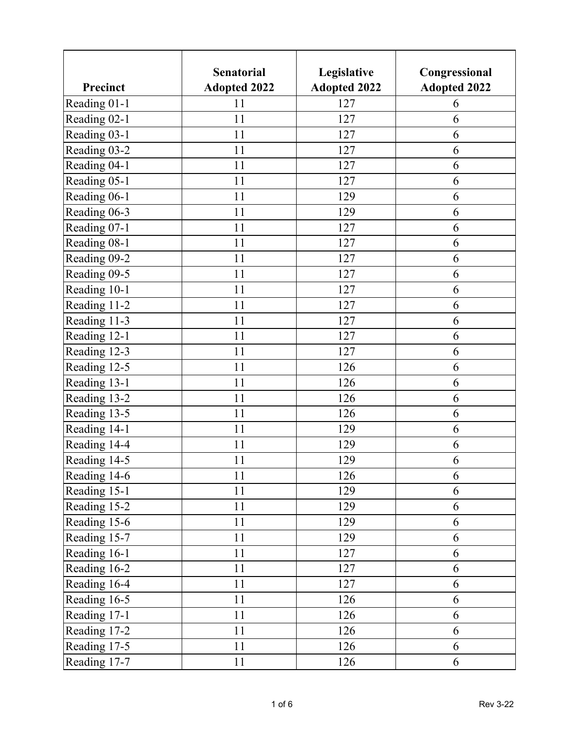| Precinct | Senatorial Adopted 2022 | Legislative Adopted 2022 | Congressional Adopted 2022 |
|---|---|---|---|
| Reading 01-1 | 11 | 127 | 6 |
| Reading 02-1 | 11 | 127 | 6 |
| Reading 03-1 | 11 | 127 | 6 |
| Reading 03-2 | 11 | 127 | 6 |
| Reading 04-1 | 11 | 127 | 6 |
| Reading 05-1 | 11 | 127 | 6 |
| Reading 06-1 | 11 | 129 | 6 |
| Reading 06-3 | 11 | 129 | 6 |
| Reading 07-1 | 11 | 127 | 6 |
| Reading 08-1 | 11 | 127 | 6 |
| Reading 09-2 | 11 | 127 | 6 |
| Reading 09-5 | 11 | 127 | 6 |
| Reading 10-1 | 11 | 127 | 6 |
| Reading 11-2 | 11 | 127 | 6 |
| Reading 11-3 | 11 | 127 | 6 |
| Reading 12-1 | 11 | 127 | 6 |
| Reading 12-3 | 11 | 127 | 6 |
| Reading 12-5 | 11 | 126 | 6 |
| Reading 13-1 | 11 | 126 | 6 |
| Reading 13-2 | 11 | 126 | 6 |
| Reading 13-5 | 11 | 126 | 6 |
| Reading 14-1 | 11 | 129 | 6 |
| Reading 14-4 | 11 | 129 | 6 |
| Reading 14-5 | 11 | 129 | 6 |
| Reading 14-6 | 11 | 126 | 6 |
| Reading 15-1 | 11 | 129 | 6 |
| Reading 15-2 | 11 | 129 | 6 |
| Reading 15-6 | 11 | 129 | 6 |
| Reading 15-7 | 11 | 129 | 6 |
| Reading 16-1 | 11 | 127 | 6 |
| Reading 16-2 | 11 | 127 | 6 |
| Reading 16-4 | 11 | 127 | 6 |
| Reading 16-5 | 11 | 126 | 6 |
| Reading 17-1 | 11 | 126 | 6 |
| Reading 17-2 | 11 | 126 | 6 |
| Reading 17-5 | 11 | 126 | 6 |
| Reading 17-7 | 11 | 126 | 6 |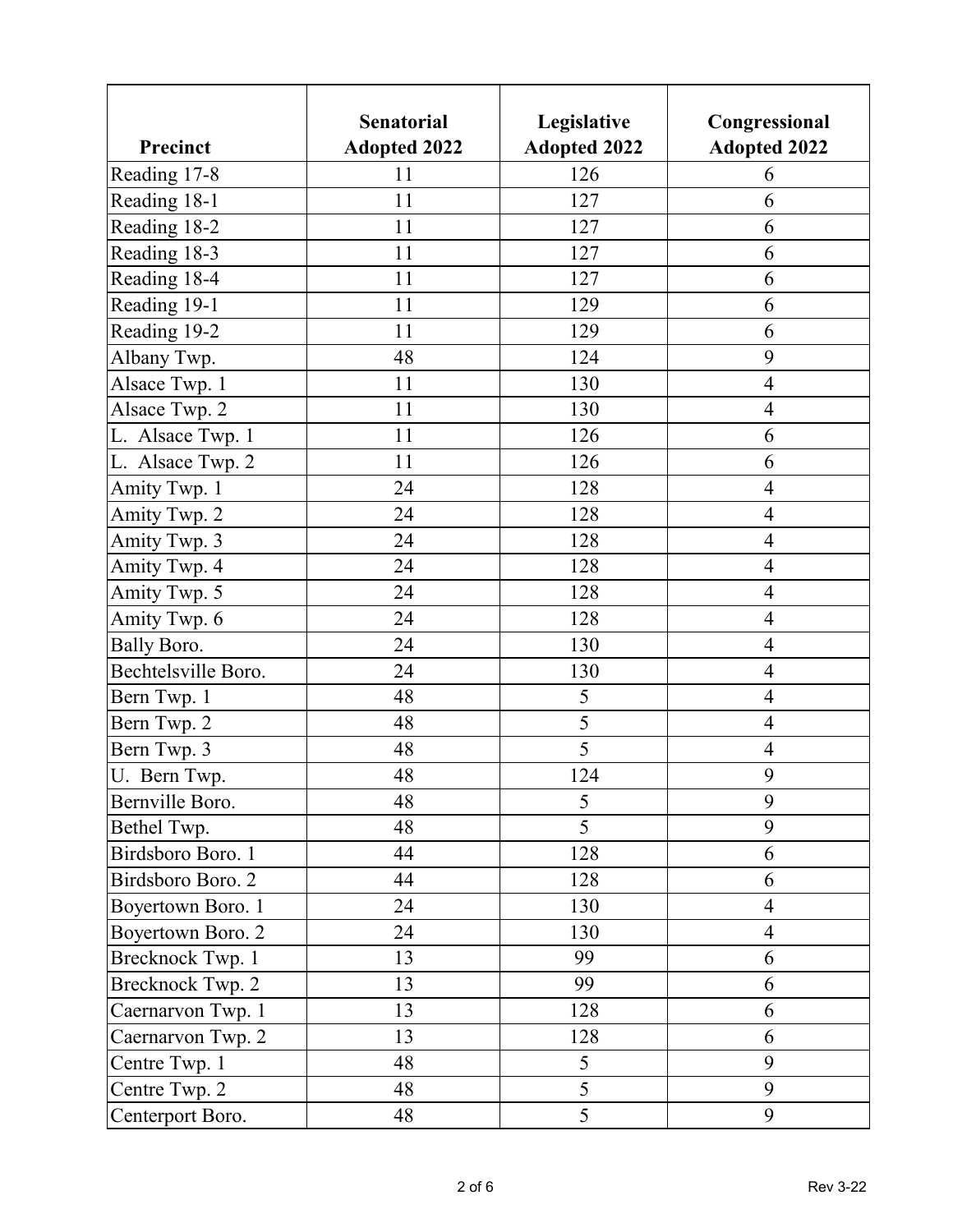| Precinct | Senatorial Adopted 2022 | Legislative Adopted 2022 | Congressional Adopted 2022 |
|---|---|---|---|
| Reading 17-8 | 11 | 126 | 6 |
| Reading 18-1 | 11 | 127 | 6 |
| Reading 18-2 | 11 | 127 | 6 |
| Reading 18-3 | 11 | 127 | 6 |
| Reading 18-4 | 11 | 127 | 6 |
| Reading 19-1 | 11 | 129 | 6 |
| Reading 19-2 | 11 | 129 | 6 |
| Albany Twp. | 48 | 124 | 9 |
| Alsace Twp. 1 | 11 | 130 | 4 |
| Alsace Twp. 2 | 11 | 130 | 4 |
| L. Alsace Twp. 1 | 11 | 126 | 6 |
| L. Alsace Twp. 2 | 11 | 126 | 6 |
| Amity Twp. 1 | 24 | 128 | 4 |
| Amity Twp. 2 | 24 | 128 | 4 |
| Amity Twp. 3 | 24 | 128 | 4 |
| Amity Twp. 4 | 24 | 128 | 4 |
| Amity Twp. 5 | 24 | 128 | 4 |
| Amity Twp. 6 | 24 | 128 | 4 |
| Bally Boro. | 24 | 130 | 4 |
| Bechtelsville Boro. | 24 | 130 | 4 |
| Bern Twp. 1 | 48 | 5 | 4 |
| Bern Twp. 2 | 48 | 5 | 4 |
| Bern Twp. 3 | 48 | 5 | 4 |
| U. Bern Twp. | 48 | 124 | 9 |
| Bernville Boro. | 48 | 5 | 9 |
| Bethel Twp. | 48 | 5 | 9 |
| Birdsboro Boro. 1 | 44 | 128 | 6 |
| Birdsboro Boro. 2 | 44 | 128 | 6 |
| Boyertown Boro. 1 | 24 | 130 | 4 |
| Boyertown Boro. 2 | 24 | 130 | 4 |
| Brecknock Twp. 1 | 13 | 99 | 6 |
| Brecknock Twp. 2 | 13 | 99 | 6 |
| Caernarvon Twp. 1 | 13 | 128 | 6 |
| Caernarvon Twp. 2 | 13 | 128 | 6 |
| Centre Twp. 1 | 48 | 5 | 9 |
| Centre Twp. 2 | 48 | 5 | 9 |
| Centerport Boro. | 48 | 5 | 9 |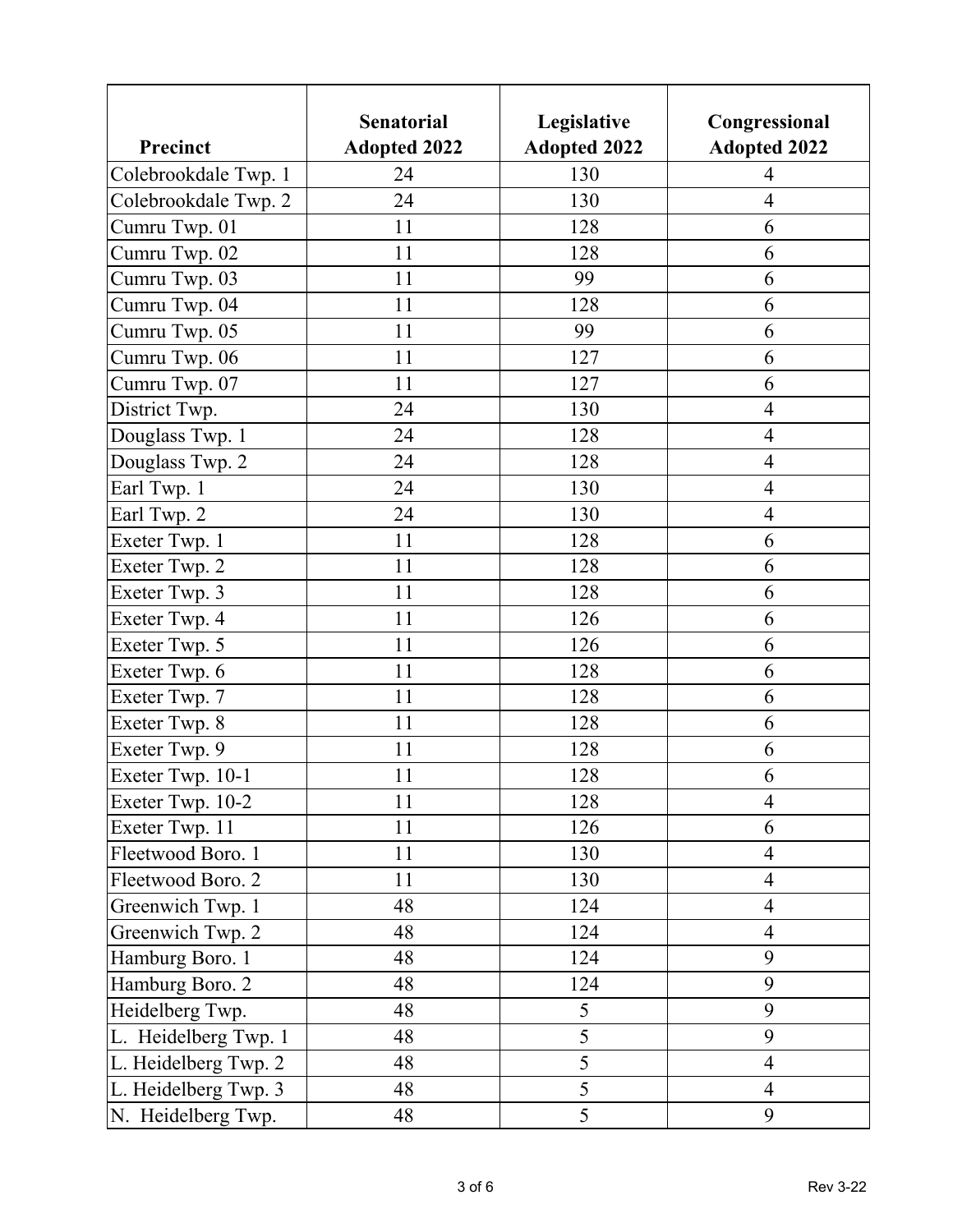| Precinct | Senatorial Adopted 2022 | Legislative Adopted 2022 | Congressional Adopted 2022 |
|---|---|---|---|
| Colebrookdale Twp. 1 | 24 | 130 | 4 |
| Colebrookdale Twp. 2 | 24 | 130 | 4 |
| Cumru Twp. 01 | 11 | 128 | 6 |
| Cumru Twp. 02 | 11 | 128 | 6 |
| Cumru Twp. 03 | 11 | 99 | 6 |
| Cumru Twp. 04 | 11 | 128 | 6 |
| Cumru Twp. 05 | 11 | 99 | 6 |
| Cumru Twp. 06 | 11 | 127 | 6 |
| Cumru Twp. 07 | 11 | 127 | 6 |
| District Twp. | 24 | 130 | 4 |
| Douglass Twp. 1 | 24 | 128 | 4 |
| Douglass Twp. 2 | 24 | 128 | 4 |
| Earl Twp. 1 | 24 | 130 | 4 |
| Earl Twp. 2 | 24 | 130 | 4 |
| Exeter Twp. 1 | 11 | 128 | 6 |
| Exeter Twp. 2 | 11 | 128 | 6 |
| Exeter Twp. 3 | 11 | 128 | 6 |
| Exeter Twp. 4 | 11 | 126 | 6 |
| Exeter Twp. 5 | 11 | 126 | 6 |
| Exeter Twp. 6 | 11 | 128 | 6 |
| Exeter Twp. 7 | 11 | 128 | 6 |
| Exeter Twp. 8 | 11 | 128 | 6 |
| Exeter Twp. 9 | 11 | 128 | 6 |
| Exeter Twp. 10-1 | 11 | 128 | 6 |
| Exeter Twp. 10-2 | 11 | 128 | 4 |
| Exeter Twp. 11 | 11 | 126 | 6 |
| Fleetwood Boro. 1 | 11 | 130 | 4 |
| Fleetwood Boro. 2 | 11 | 130 | 4 |
| Greenwich Twp. 1 | 48 | 124 | 4 |
| Greenwich Twp. 2 | 48 | 124 | 4 |
| Hamburg Boro. 1 | 48 | 124 | 9 |
| Hamburg Boro. 2 | 48 | 124 | 9 |
| Heidelberg Twp. | 48 | 5 | 9 |
| L. Heidelberg Twp. 1 | 48 | 5 | 9 |
| L. Heidelberg Twp. 2 | 48 | 5 | 4 |
| L. Heidelberg Twp. 3 | 48 | 5 | 4 |
| N. Heidelberg Twp. | 48 | 5 | 9 |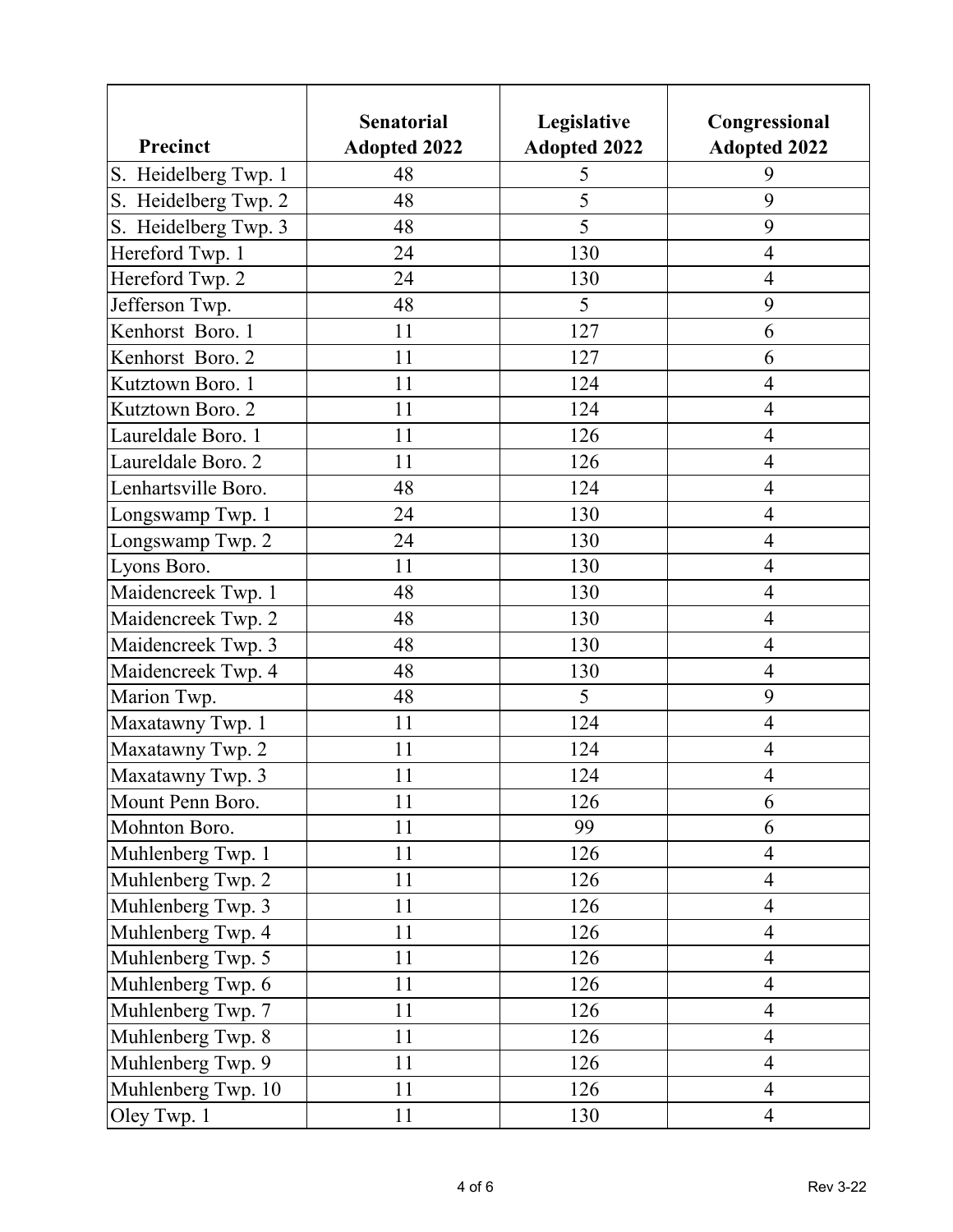| Precinct | Senatorial Adopted 2022 | Legislative Adopted 2022 | Congressional Adopted 2022 |
|---|---|---|---|
| S. Heidelberg Twp. 1 | 48 | 5 | 9 |
| S. Heidelberg Twp. 2 | 48 | 5 | 9 |
| S. Heidelberg Twp. 3 | 48 | 5 | 9 |
| Hereford Twp. 1 | 24 | 130 | 4 |
| Hereford Twp. 2 | 24 | 130 | 4 |
| Jefferson Twp. | 48 | 5 | 9 |
| Kenhorst Boro. 1 | 11 | 127 | 6 |
| Kenhorst Boro. 2 | 11 | 127 | 6 |
| Kutztown Boro. 1 | 11 | 124 | 4 |
| Kutztown Boro. 2 | 11 | 124 | 4 |
| Laureldale Boro. 1 | 11 | 126 | 4 |
| Laureldale Boro. 2 | 11 | 126 | 4 |
| Lenhartsville Boro. | 48 | 124 | 4 |
| Longswamp Twp. 1 | 24 | 130 | 4 |
| Longswamp Twp. 2 | 24 | 130 | 4 |
| Lyons Boro. | 11 | 130 | 4 |
| Maidencreek Twp. 1 | 48 | 130 | 4 |
| Maidencreek Twp. 2 | 48 | 130 | 4 |
| Maidencreek Twp. 3 | 48 | 130 | 4 |
| Maidencreek Twp. 4 | 48 | 130 | 4 |
| Marion Twp. | 48 | 5 | 9 |
| Maxatawny Twp. 1 | 11 | 124 | 4 |
| Maxatawny Twp. 2 | 11 | 124 | 4 |
| Maxatawny Twp. 3 | 11 | 124 | 4 |
| Mount Penn Boro. | 11 | 126 | 6 |
| Mohnton Boro. | 11 | 99 | 6 |
| Muhlenberg Twp. 1 | 11 | 126 | 4 |
| Muhlenberg Twp. 2 | 11 | 126 | 4 |
| Muhlenberg Twp. 3 | 11 | 126 | 4 |
| Muhlenberg Twp. 4 | 11 | 126 | 4 |
| Muhlenberg Twp. 5 | 11 | 126 | 4 |
| Muhlenberg Twp. 6 | 11 | 126 | 4 |
| Muhlenberg Twp. 7 | 11 | 126 | 4 |
| Muhlenberg Twp. 8 | 11 | 126 | 4 |
| Muhlenberg Twp. 9 | 11 | 126 | 4 |
| Muhlenberg Twp. 10 | 11 | 126 | 4 |
| Oley Twp. 1 | 11 | 130 | 4 |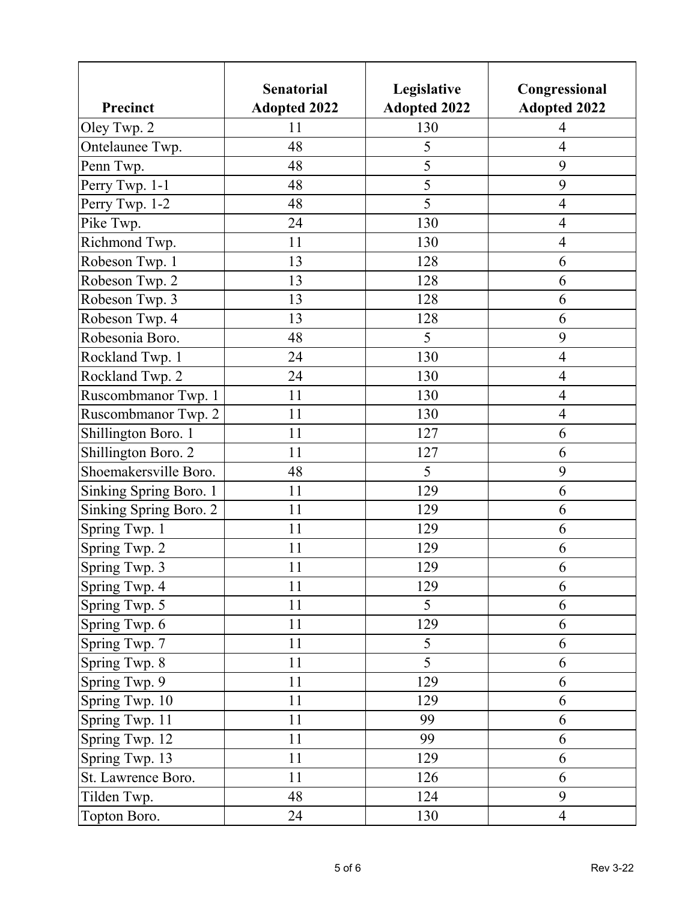| Precinct | Senatorial Adopted 2022 | Legislative Adopted 2022 | Congressional Adopted 2022 |
| --- | --- | --- | --- |
| Oley Twp. 2 | 11 | 130 | 4 |
| Ontelaunee Twp. | 48 | 5 | 4 |
| Penn Twp. | 48 | 5 | 9 |
| Perry Twp. 1-1 | 48 | 5 | 9 |
| Perry Twp. 1-2 | 48 | 5 | 4 |
| Pike Twp. | 24 | 130 | 4 |
| Richmond Twp. | 11 | 130 | 4 |
| Robeson Twp. 1 | 13 | 128 | 6 |
| Robeson Twp. 2 | 13 | 128 | 6 |
| Robeson Twp. 3 | 13 | 128 | 6 |
| Robeson Twp. 4 | 13 | 128 | 6 |
| Robesonia Boro. | 48 | 5 | 9 |
| Rockland Twp. 1 | 24 | 130 | 4 |
| Rockland Twp. 2 | 24 | 130 | 4 |
| Ruscombmanor Twp. 1 | 11 | 130 | 4 |
| Ruscombmanor Twp. 2 | 11 | 130 | 4 |
| Shillington Boro. 1 | 11 | 127 | 6 |
| Shillington Boro. 2 | 11 | 127 | 6 |
| Shoemakersville Boro. | 48 | 5 | 9 |
| Sinking Spring Boro. 1 | 11 | 129 | 6 |
| Sinking Spring Boro. 2 | 11 | 129 | 6 |
| Spring Twp. 1 | 11 | 129 | 6 |
| Spring Twp. 2 | 11 | 129 | 6 |
| Spring Twp. 3 | 11 | 129 | 6 |
| Spring Twp. 4 | 11 | 129 | 6 |
| Spring Twp. 5 | 11 | 5 | 6 |
| Spring Twp. 6 | 11 | 129 | 6 |
| Spring Twp. 7 | 11 | 5 | 6 |
| Spring Twp. 8 | 11 | 5 | 6 |
| Spring Twp. 9 | 11 | 129 | 6 |
| Spring Twp. 10 | 11 | 129 | 6 |
| Spring Twp. 11 | 11 | 99 | 6 |
| Spring Twp. 12 | 11 | 99 | 6 |
| Spring Twp. 13 | 11 | 129 | 6 |
| St. Lawrence Boro. | 11 | 126 | 6 |
| Tilden Twp. | 48 | 124 | 9 |
| Topton Boro. | 24 | 130 | 4 |

Rev 3-22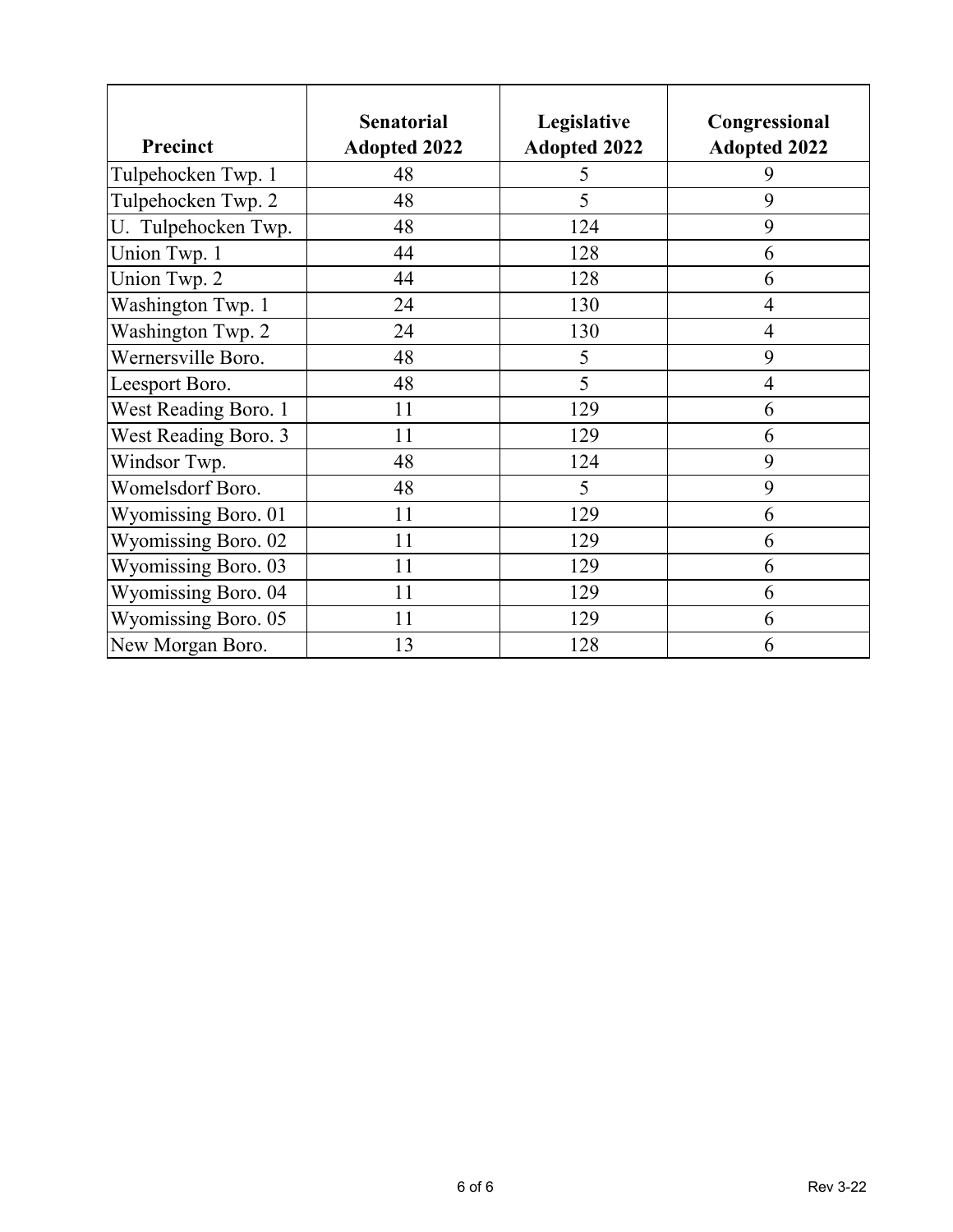| Precinct | Senatorial Adopted 2022 | Legislative Adopted 2022 | Congressional Adopted 2022 |
|---|---|---|---|
| Tulpehocken Twp. 1 | 48 | 5 | 9 |
| Tulpehocken Twp. 2 | 48 | 5 | 9 |
| U. Tulpehocken Twp. | 48 | 124 | 9 |
| Union Twp. 1 | 44 | 128 | 6 |
| Union Twp. 2 | 44 | 128 | 6 |
| Washington Twp. 1 | 24 | 130 | 4 |
| Washington Twp. 2 | 24 | 130 | 4 |
| Wernersville Boro. | 48 | 5 | 9 |
| Leesport Boro. | 48 | 5 | 4 |
| West Reading Boro. 1 | 11 | 129 | 6 |
| West Reading Boro. 3 | 11 | 129 | 6 |
| Windsor Twp. | 48 | 124 | 9 |
| Womelsdorf Boro. | 48 | 5 | 9 |
| Wyomissing Boro. 01 | 11 | 129 | 6 |
| Wyomissing Boro. 02 | 11 | 129 | 6 |
| Wyomissing Boro. 03 | 11 | 129 | 6 |
| Wyomissing Boro. 04 | 11 | 129 | 6 |
| Wyomissing Boro. 05 | 11 | 129 | 6 |
| New Morgan Boro. | 13 | 128 | 6 |

Rev 3-22